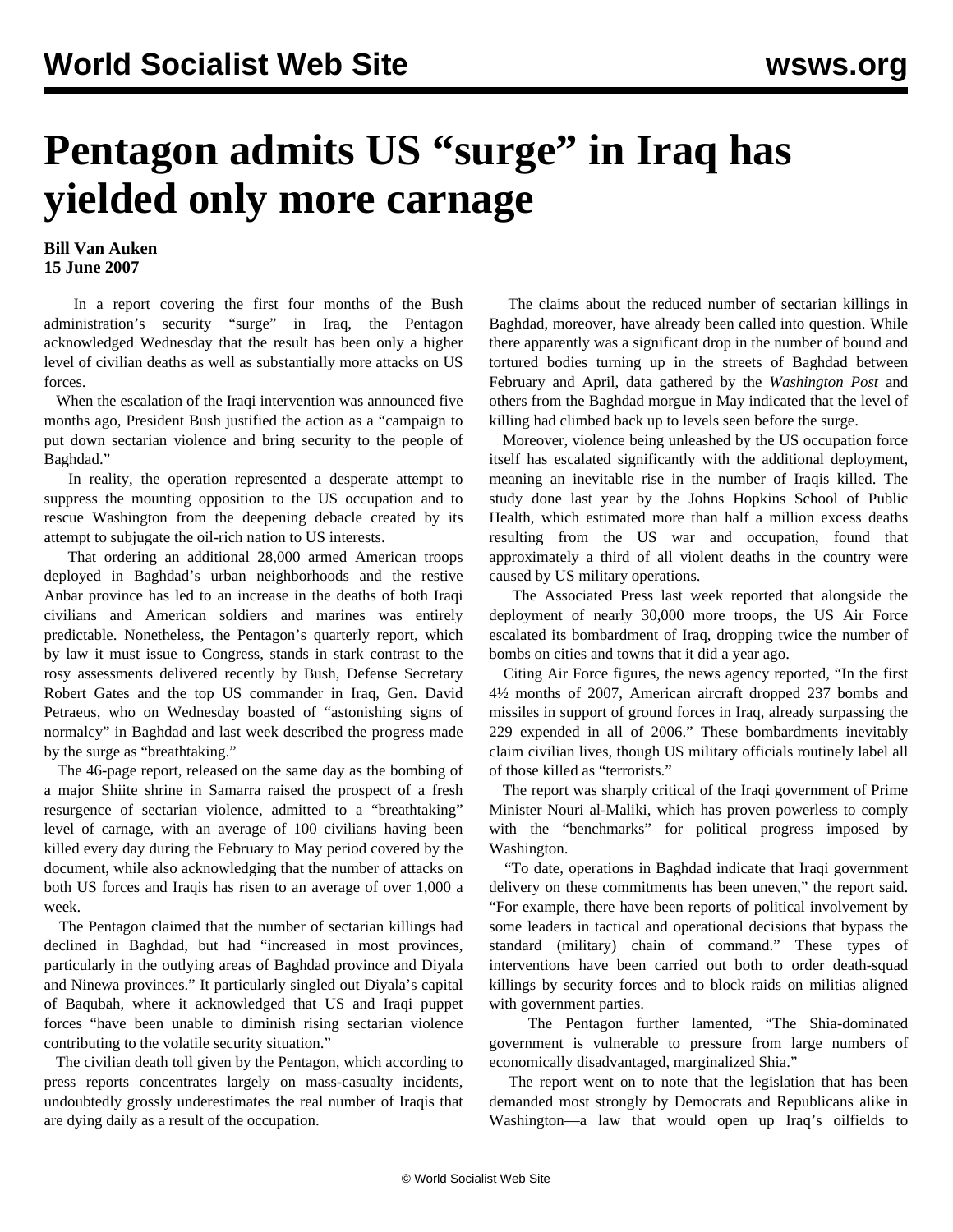# Pentagon admits US "surge" in Iraq has yielded only more carnage

**Bill Van Auken**
**15 June 2007**

In a report covering the first four months of the Bush administration's security "surge" in Iraq, the Pentagon acknowledged Wednesday that the result has been only a higher level of civilian deaths as well as substantially more attacks on US forces.

When the escalation of the Iraqi intervention was announced five months ago, President Bush justified the action as a "campaign to put down sectarian violence and bring security to the people of Baghdad."

In reality, the operation represented a desperate attempt to suppress the mounting opposition to the US occupation and to rescue Washington from the deepening debacle created by its attempt to subjugate the oil-rich nation to US interests.

That ordering an additional 28,000 armed American troops deployed in Baghdad's urban neighborhoods and the restive Anbar province has led to an increase in the deaths of both Iraqi civilians and American soldiers and marines was entirely predictable. Nonetheless, the Pentagon's quarterly report, which by law it must issue to Congress, stands in stark contrast to the rosy assessments delivered recently by Bush, Defense Secretary Robert Gates and the top US commander in Iraq, Gen. David Petraeus, who on Wednesday boasted of "astonishing signs of normalcy" in Baghdad and last week described the progress made by the surge as "breathtaking."

The 46-page report, released on the same day as the bombing of a major Shiite shrine in Samarra raised the prospect of a fresh resurgence of sectarian violence, admitted to a "breathtaking" level of carnage, with an average of 100 civilians having been killed every day during the February to May period covered by the document, while also acknowledging that the number of attacks on both US forces and Iraqis has risen to an average of over 1,000 a week.

The Pentagon claimed that the number of sectarian killings had declined in Baghdad, but had "increased in most provinces, particularly in the outlying areas of Baghdad province and Diyala and Ninewa provinces." It particularly singled out Diyala's capital of Baqubah, where it acknowledged that US and Iraqi puppet forces "have been unable to diminish rising sectarian violence contributing to the volatile security situation."

The civilian death toll given by the Pentagon, which according to press reports concentrates largely on mass-casualty incidents, undoubtedly grossly underestimates the real number of Iraqis that are dying daily as a result of the occupation.

The claims about the reduced number of sectarian killings in Baghdad, moreover, have already been called into question. While there apparently was a significant drop in the number of bound and tortured bodies turning up in the streets of Baghdad between February and April, data gathered by the *Washington Post* and others from the Baghdad morgue in May indicated that the level of killing had climbed back up to levels seen before the surge.

Moreover, violence being unleashed by the US occupation force itself has escalated significantly with the additional deployment, meaning an inevitable rise in the number of Iraqis killed. The study done last year by the Johns Hopkins School of Public Health, which estimated more than half a million excess deaths resulting from the US war and occupation, found that approximately a third of all violent deaths in the country were caused by US military operations.

The Associated Press last week reported that alongside the deployment of nearly 30,000 more troops, the US Air Force escalated its bombardment of Iraq, dropping twice the number of bombs on cities and towns that it did a year ago.

Citing Air Force figures, the news agency reported, "In the first 4½ months of 2007, American aircraft dropped 237 bombs and missiles in support of ground forces in Iraq, already surpassing the 229 expended in all of 2006." These bombardments inevitably claim civilian lives, though US military officials routinely label all of those killed as "terrorists."

The report was sharply critical of the Iraqi government of Prime Minister Nouri al-Maliki, which has proven powerless to comply with the "benchmarks" for political progress imposed by Washington.

"To date, operations in Baghdad indicate that Iraqi government delivery on these commitments has been uneven," the report said. "For example, there have been reports of political involvement by some leaders in tactical and operational decisions that bypass the standard (military) chain of command." These types of interventions have been carried out both to order death-squad killings by security forces and to block raids on militias aligned with government parties.

The Pentagon further lamented, "The Shia-dominated government is vulnerable to pressure from large numbers of economically disadvantaged, marginalized Shia."

The report went on to note that the legislation that has been demanded most strongly by Democrats and Republicans alike in Washington—a law that would open up Iraq's oilfields to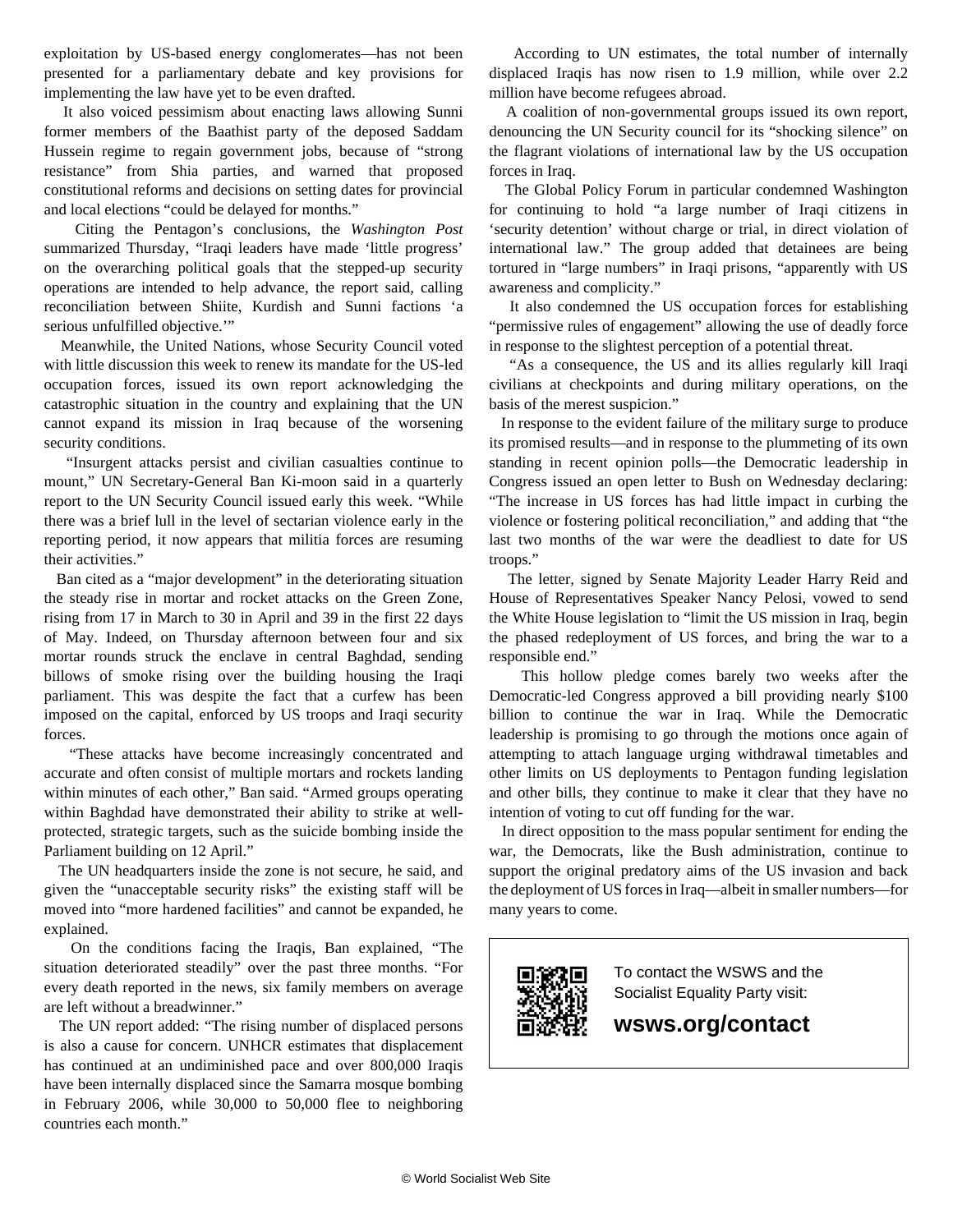exploitation by US-based energy conglomerates—has not been presented for a parliamentary debate and key provisions for implementing the law have yet to be even drafted.

It also voiced pessimism about enacting laws allowing Sunni former members of the Baathist party of the deposed Saddam Hussein regime to regain government jobs, because of "strong resistance" from Shia parties, and warned that proposed constitutional reforms and decisions on setting dates for provincial and local elections "could be delayed for months."

Citing the Pentagon's conclusions, the *Washington Post* summarized Thursday, "Iraqi leaders have made 'little progress' on the overarching political goals that the stepped-up security operations are intended to help advance, the report said, calling reconciliation between Shiite, Kurdish and Sunni factions 'a serious unfulfilled objective.'"

Meanwhile, the United Nations, whose Security Council voted with little discussion this week to renew its mandate for the US-led occupation forces, issued its own report acknowledging the catastrophic situation in the country and explaining that the UN cannot expand its mission in Iraq because of the worsening security conditions.

"Insurgent attacks persist and civilian casualties continue to mount," UN Secretary-General Ban Ki-moon said in a quarterly report to the UN Security Council issued early this week. "While there was a brief lull in the level of sectarian violence early in the reporting period, it now appears that militia forces are resuming their activities."

Ban cited as a "major development" in the deteriorating situation the steady rise in mortar and rocket attacks on the Green Zone, rising from 17 in March to 30 in April and 39 in the first 22 days of May. Indeed, on Thursday afternoon between four and six mortar rounds struck the enclave in central Baghdad, sending billows of smoke rising over the building housing the Iraqi parliament. This was despite the fact that a curfew has been imposed on the capital, enforced by US troops and Iraqi security forces.

"These attacks have become increasingly concentrated and accurate and often consist of multiple mortars and rockets landing within minutes of each other," Ban said. "Armed groups operating within Baghdad have demonstrated their ability to strike at well-protected, strategic targets, such as the suicide bombing inside the Parliament building on 12 April."

The UN headquarters inside the zone is not secure, he said, and given the "unacceptable security risks" the existing staff will be moved into "more hardened facilities" and cannot be expanded, he explained.

On the conditions facing the Iraqis, Ban explained, "The situation deteriorated steadily" over the past three months. "For every death reported in the news, six family members on average are left without a breadwinner."

The UN report added: "The rising number of displaced persons is also a cause for concern. UNHCR estimates that displacement has continued at an undiminished pace and over 800,000 Iraqis have been internally displaced since the Samarra mosque bombing in February 2006, while 30,000 to 50,000 flee to neighboring countries each month."

According to UN estimates, the total number of internally displaced Iraqis has now risen to 1.9 million, while over 2.2 million have become refugees abroad.

A coalition of non-governmental groups issued its own report, denouncing the UN Security council for its "shocking silence" on the flagrant violations of international law by the US occupation forces in Iraq.

The Global Policy Forum in particular condemned Washington for continuing to hold "a large number of Iraqi citizens in 'security detention' without charge or trial, in direct violation of international law." The group added that detainees are being tortured in "large numbers" in Iraqi prisons, "apparently with US awareness and complicity."

It also condemned the US occupation forces for establishing "permissive rules of engagement" allowing the use of deadly force in response to the slightest perception of a potential threat.

"As a consequence, the US and its allies regularly kill Iraqi civilians at checkpoints and during military operations, on the basis of the merest suspicion."

In response to the evident failure of the military surge to produce its promised results—and in response to the plummeting of its own standing in recent opinion polls—the Democratic leadership in Congress issued an open letter to Bush on Wednesday declaring: "The increase in US forces has had little impact in curbing the violence or fostering political reconciliation," and adding that "the last two months of the war were the deadliest to date for US troops."

The letter, signed by Senate Majority Leader Harry Reid and House of Representatives Speaker Nancy Pelosi, vowed to send the White House legislation to "limit the US mission in Iraq, begin the phased redeployment of US forces, and bring the war to a responsible end."

This hollow pledge comes barely two weeks after the Democratic-led Congress approved a bill providing nearly $100 billion to continue the war in Iraq. While the Democratic leadership is promising to go through the motions once again of attempting to attach language urging withdrawal timetables and other limits on US deployments to Pentagon funding legislation and other bills, they continue to make it clear that they have no intention of voting to cut off funding for the war.

In direct opposition to the mass popular sentiment for ending the war, the Democrats, like the Bush administration, continue to support the original predatory aims of the US invasion and back the deployment of US forces in Iraq—albeit in smaller numbers—for many years to come.

To contact the WSWS and the Socialist Equality Party visit:

**wsws.org/contact**